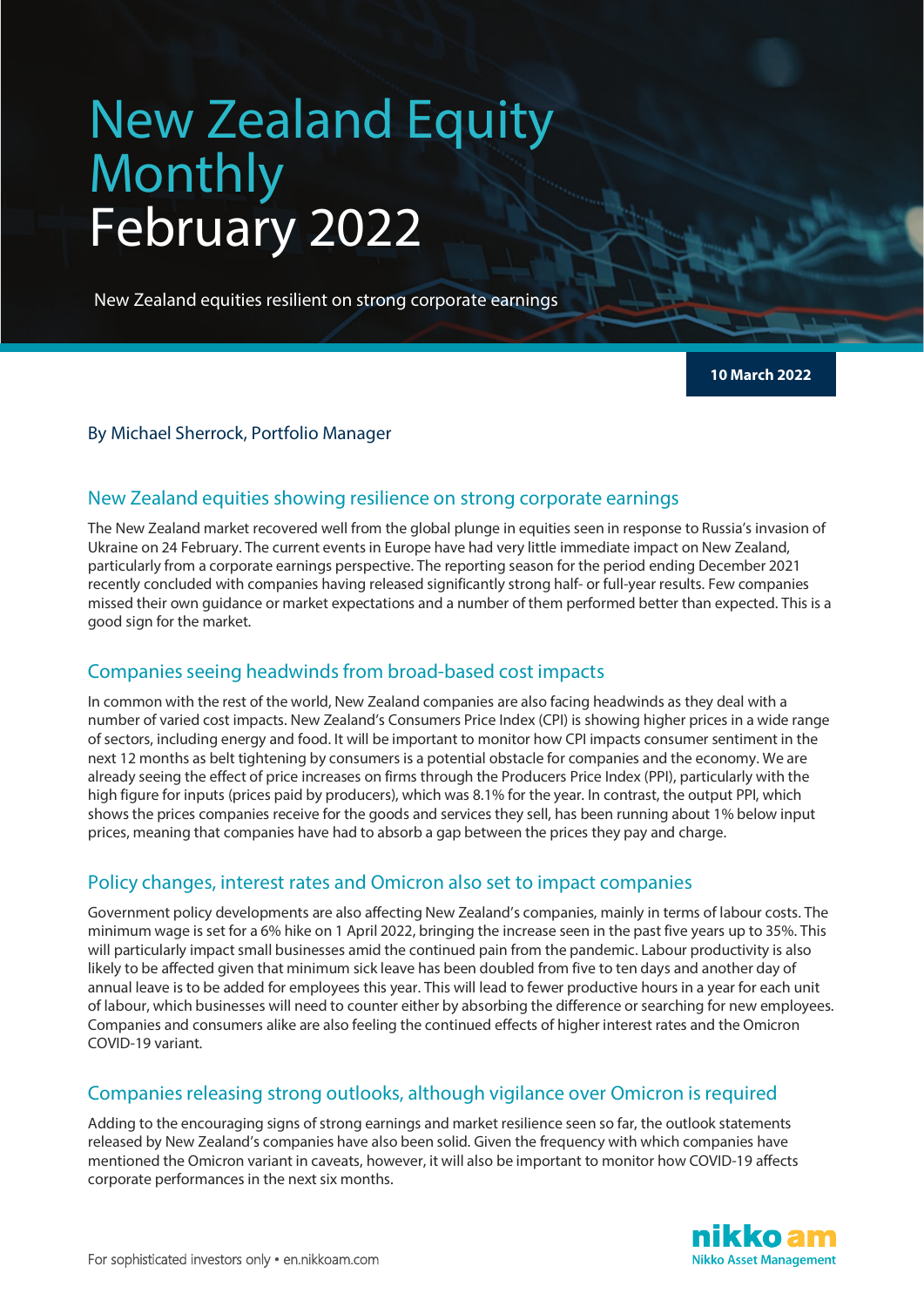# New Zealand Equity Monthly February 2022

New Zealand equities resilient on strong corporate earnings

**10 March 2022**

By Michael Sherrock, Portfolio Manager

## New Zealand equities showing resilience on strong corporate earnings

The New Zealand market recovered well from the global plunge in equities seen in response to Russia's invasion of Ukraine on 24 February. The current events in Europe have had very little immediate impact on New Zealand, particularly from a corporate earnings perspective. The reporting season for the period ending December 2021 recently concluded with companies having released significantly strong half- or full-year results. Few companies missed their own guidance or market expectations and a number of them performed better than expected. This is a good sign for the market.

## Companies seeing headwinds from broad-based cost impacts

In common with the rest of the world, New Zealand companies are also facing headwinds as they deal with a number of varied cost impacts. New Zealand's Consumers Price Index (CPI) is showing higher prices in a wide range of sectors, including energy and food. It will be important to monitor how CPI impacts consumer sentiment in the next 12 months as belt tightening by consumers is a potential obstacle for companies and the economy. We are already seeing the effect of price increases on firms through the Producers Price Index (PPI), particularly with the high figure for inputs (prices paid by producers), which was 8.1% for the year. In contrast, the output PPI, which shows the prices companies receive for the goods and services they sell, has been running about 1% below input prices, meaning that companies have had to absorb a gap between the prices they pay and charge.

## Policy changes, interest rates and Omicron also set to impact companies

Government policy developments are also affecting New Zealand's companies, mainly in terms of labour costs. The minimum wage is set for a 6% hike on 1 April 2022, bringing the increase seen in the past five years up to 35%. This will particularly impact small businesses amid the continued pain from the pandemic. Labour productivity is also likely to be affected given that minimum sick leave has been doubled from five to ten days and another day of annual leave is to be added for employees this year. This will lead to fewer productive hours in a year for each unit of labour, which businesses will need to counter either by absorbing the difference or searching for new employees. Companies and consumers alike are also feeling the continued effects of higher interest rates and the Omicron COVID-19 variant.

## Companies releasing strong outlooks, although vigilance over Omicron is required

Adding to the encouraging signs of strong earnings and market resilience seen so far, the outlook statements released by New Zealand's companies have also been solid. Given the frequency with which companies have mentioned the Omicron variant in caveats, however, it will also be important to monitor how COVID-19 affects corporate performances in the next six months.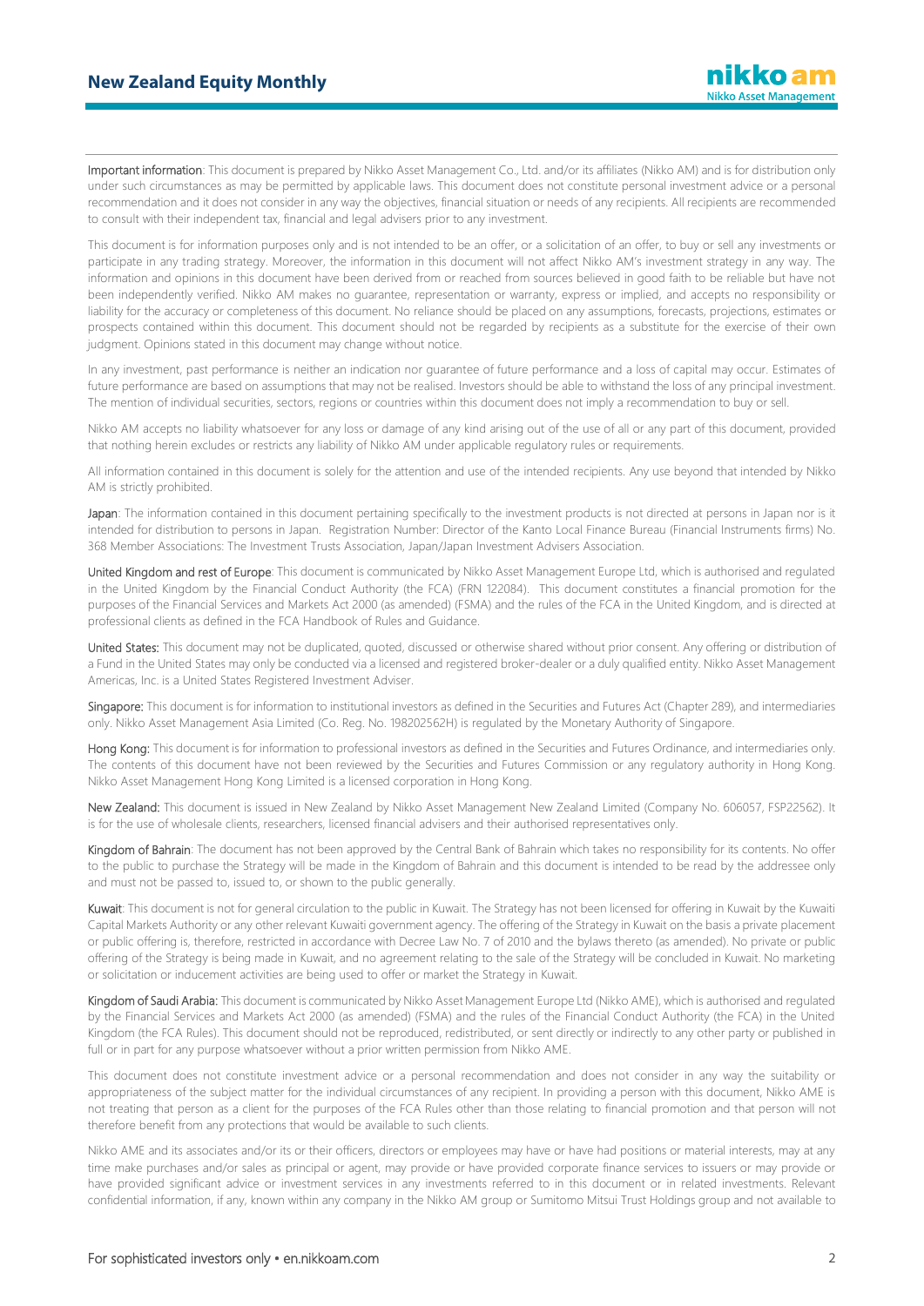**Important information**: This document is prepared by Nikko Asset Management Co., Ltd. and/or its affiliates (Nikko AM) and is for distribution only under such circumstances as may be permitted by applicable laws. This document does not constitute personal investment advice or a personal recommendation and it does not consider in any way the objectives, financial situation or needs of any recipients. All recipients are recommended to consult with their independent tax, financial and legal advisers prior to any investment.

This document is for information purposes only and is not intended to be an offer, or a solicitation of an offer, to buy or sell any investments or participate in any trading strategy. Moreover, the information in this document will not affect Nikko AM's investment strategy in any way. The information and opinions in this document have been derived from or reached from sources believed in good faith to be reliable but have not been independently verified. Nikko AM makes no guarantee, representation or warranty, express or implied, and accepts no responsibility or liability for the accuracy or completeness of this document. No reliance should be placed on any assumptions, forecasts, projections, estimates or prospects contained within this document. This document should not be regarded by recipients as a substitute for the exercise of their own judgment. Opinions stated in this document may change without notice.

In any investment, past performance is neither an indication nor guarantee of future performance and a loss of capital may occur. Estimates of future performance are based on assumptions that may not be realised. Investors should be able to withstand the loss of any principal investment. The mention of individual securities, sectors, regions or countries within this document does not imply a recommendation to buy or sell.

Nikko AM accepts no liability whatsoever for any loss or damage of any kind arising out of the use of all or any part of this document, provided that nothing herein excludes or restricts any liability of Nikko AM under applicable regulatory rules or requirements.

All information contained in this document is solely for the attention and use of the intended recipients. Any use beyond that intended by Nikko AM is strictly prohibited.

**Japan**: The information contained in this document pertaining specifically to the investment products is not directed at persons in Japan nor is it intended for distribution to persons in Japan. Registration Number: Director of the Kanto Local Finance Bureau (Financial Instruments firms) No. 368 Member Associations: The Investment Trusts Association, Japan/Japan Investment Advisers Association.

**United Kingdom and rest of Europe**: This document is communicated by Nikko Asset Management Europe Ltd, which is authorised and regulated in the United Kingdom by the Financial Conduct Authority (the FCA) (FRN 122084). This document constitutes a financial promotion for the purposes of the Financial Services and Markets Act 2000 (as amended) (FSMA) and the rules of the FCA in the United Kingdom, and is directed at professional clients as defined in the FCA Handbook of Rules and Guidance.

**United States:** This document may not be duplicated, quoted, discussed or otherwise shared without prior consent. Any offering or distribution of a Fund in the United States may only be conducted via a licensed and registered broker-dealer or a duly qualified entity. Nikko Asset Management Americas, Inc. is a United States Registered Investment Adviser.

**Singapore:** This document is for information to institutional investors as defined in the Securities and Futures Act (Chapter 289), and intermediaries only. Nikko Asset Management Asia Limited (Co. Reg. No. 198202562H) is regulated by the Monetary Authority of Singapore.

**Hong Kong:** This document is for information to professional investors as defined in the Securities and Futures Ordinance, and intermediaries only. The contents of this document have not been reviewed by the Securities and Futures Commission or any regulatory authority in Hong Kong. Nikko Asset Management Hong Kong Limited is a licensed corporation in Hong Kong.

**New Zealand:** This document is issued in New Zealand by Nikko Asset Management New Zealand Limited (Company No. 606057, FSP22562). It is for the use of wholesale clients, researchers, licensed financial advisers and their authorised representatives only.

**Kingdom of Bahrain**: The document has not been approved by the Central Bank of Bahrain which takes no responsibility for its contents. No offer to the public to purchase the Strategy will be made in the Kingdom of Bahrain and this document is intended to be read by the addressee only and must not be passed to, issued to, or shown to the public generally.

**Kuwait**: This document is not for general circulation to the public in Kuwait. The Strategy has not been licensed for offering in Kuwait by the Kuwaiti Capital Markets Authority or any other relevant Kuwaiti government agency. The offering of the Strategy in Kuwait on the basis a private placement or public offering is, therefore, restricted in accordance with Decree Law No. 7 of 2010 and the bylaws thereto (as amended). No private or public offering of the Strategy is being made in Kuwait, and no agreement relating to the sale of the Strategy will be concluded in Kuwait. No marketing or solicitation or inducement activities are being used to offer or market the Strategy in Kuwait.

**Kingdom of Saudi Arabia:** This document is communicated by Nikko Asset Management Europe Ltd (Nikko AME), which is authorised and regulated by the Financial Services and Markets Act 2000 (as amended) (FSMA) and the rules of the Financial Conduct Authority (the FCA) in the United Kingdom (the FCA Rules). This document should not be reproduced, redistributed, or sent directly or indirectly to any other party or published in full or in part for any purpose whatsoever without a prior written permission from Nikko AME.

This document does not constitute investment advice or a personal recommendation and does not consider in any way the suitability or appropriateness of the subject matter for the individual circumstances of any recipient. In providing a person with this document, Nikko AME is not treating that person as a client for the purposes of the FCA Rules other than those relating to financial promotion and that person will not therefore benefit from any protections that would be available to such clients.

Nikko AME and its associates and/or its or their officers, directors or employees may have or have had positions or material interests, may at any time make purchases and/or sales as principal or agent, may provide or have provided corporate finance services to issuers or may provide or have provided significant advice or investment services in any investments referred to in this document or in related investments. Relevant confidential information, if any, known within any company in the Nikko AM group or Sumitomo Mitsui Trust Holdings group and not available to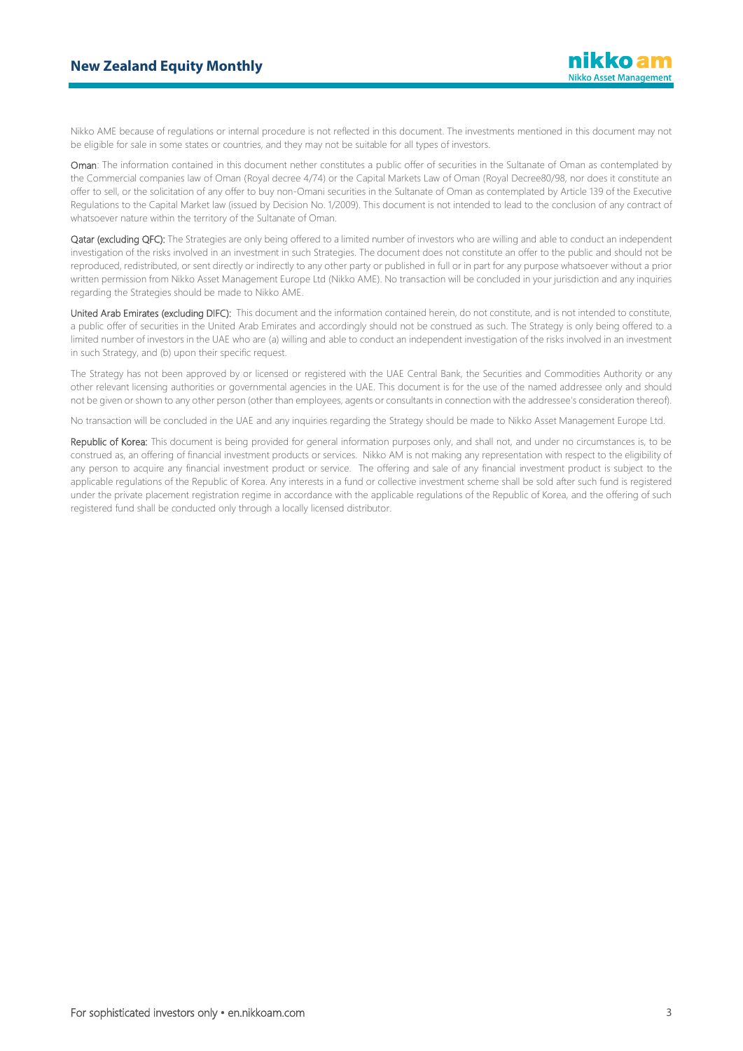Nikko AME because of regulations or internal procedure is not reflected in this document. The investments mentioned in this document may not be eligible for sale in some states or countries, and they may not be suitable for all types of investors.

**Oman**: The information contained in this document nether constitutes a public offer of securities in the Sultanate of Oman as contemplated by the Commercial companies law of Oman (Royal decree 4/74) or the Capital Markets Law of Oman (Royal Decree80/98, nor does it constitute an offer to sell, or the solicitation of any offer to buy non-Omani securities in the Sultanate of Oman as contemplated by Article 139 of the Executive Regulations to the Capital Market law (issued by Decision No. 1/2009). This document is not intended to lead to the conclusion of any contract of whatsoever nature within the territory of the Sultanate of Oman.

**Qatar (excluding QFC):** The Strategies are only being offered to a limited number of investors who are willing and able to conduct an independent investigation of the risks involved in an investment in such Strategies. The document does not constitute an offer to the public and should not be reproduced, redistributed, or sent directly or indirectly to any other party or published in full or in part for any purpose whatsoever without a prior written permission from Nikko Asset Management Europe Ltd (Nikko AME). No transaction will be concluded in your jurisdiction and any inquiries regarding the Strategies should be made to Nikko AME.

**United Arab Emirates (excluding DIFC):** This document and the information contained herein, do not constitute, and is not intended to constitute, a public offer of securities in the United Arab Emirates and accordingly should not be construed as such. The Strategy is only being offered to a limited number of investors in the UAE who are (a) willing and able to conduct an independent investigation of the risks involved in an investment in such Strategy, and (b) upon their specific request.

The Strategy has not been approved by or licensed or registered with the UAE Central Bank, the Securities and Commodities Authority or any other relevant licensing authorities or governmental agencies in the UAE. This document is for the use of the named addressee only and should not be given or shown to any other person (other than employees, agents or consultants in connection with the addressee's consideration thereof).

No transaction will be concluded in the UAE and any inquiries regarding the Strategy should be made to Nikko Asset Management Europe Ltd.

**Republic of Korea:** This document is being provided for general information purposes only, and shall not, and under no circumstances is, to be construed as, an offering of financial investment products or services. Nikko AM is not making any representation with respect to the eligibility of any person to acquire any financial investment product or service. The offering and sale of any financial investment product is subject to the applicable regulations of the Republic of Korea. Any interests in a fund or collective investment scheme shall be sold after such fund is registered under the private placement registration regime in accordance with the applicable regulations of the Republic of Korea, and the offering of such registered fund shall be conducted only through a locally licensed distributor.